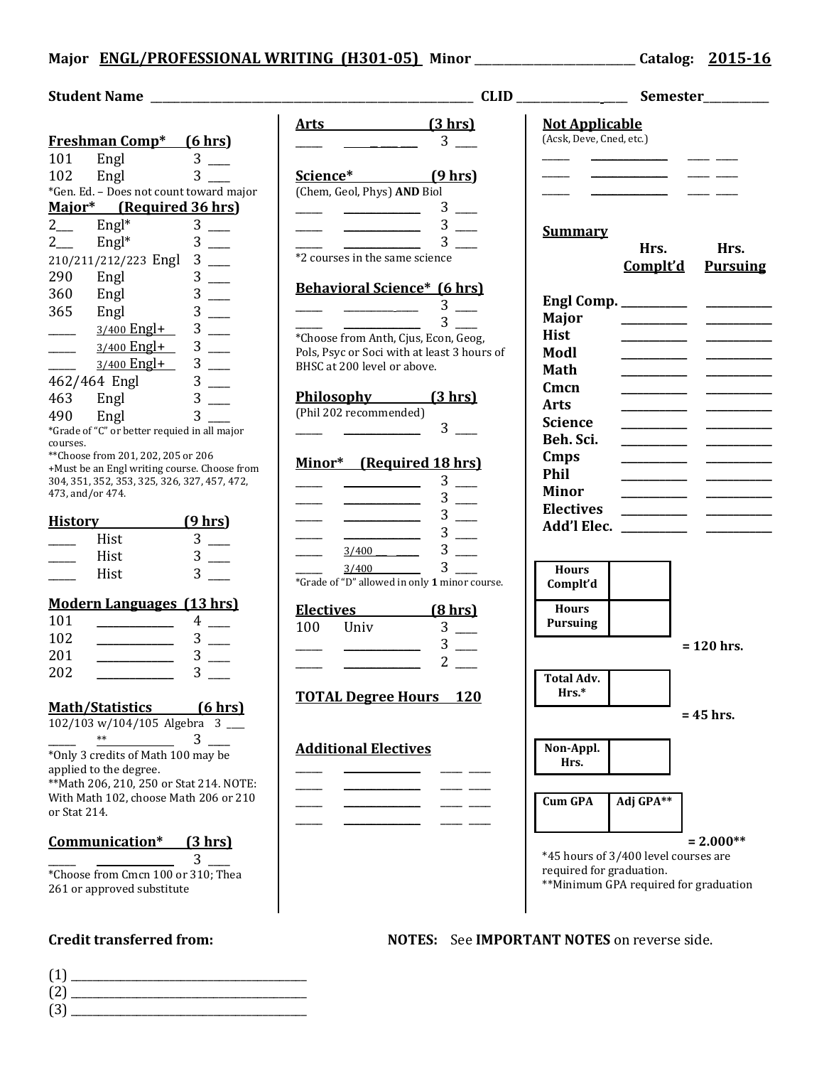**Major ENGL/PROFESSIONAL WRITING (H301-05) Minor ____________________ Catalog: 2015-16**

**Student Name ______________________________________ CLID ______________ Semester__________**

### Freshman Comp* (6 hrs)

| | | | |
|---|---|---|---|
| 101 | Engl | 3 | ___ |
| 102 | Engl | 3 | ___ |

*Gen. Ed. – Does not count toward major

### Major* (Required 36 hrs)

| | | | |
|---|---|---|---|
| 2___ | Engl* | 3 | ___ |
| 2___ | Engl* | 3 | ___ |
| 210/211/212/223 | Engl | 3 | ___ |
| 290 | Engl | 3 | ___ |
| 360 | Engl | 3 | ___ |
| 365 | Engl | 3 | ___ |
| ____ | 3/400 Engl+ | 3 | ___ |
| ____ | 3/400 Engl+ | 3 | ___ |
| ____ | 3/400 Engl+ | 3 | ___ |
| 462/464 | Engl | 3 | ___ |
| 463 | Engl | 3 | ___ |
| 490 | Engl | 3 | ___ |

*Grade of "C" or better requied in all major courses.
**Choose from 201, 202, 205 or 206
+Must be an Engl writing course. Choose from 304, 351, 352, 353, 325, 326, 327, 457, 472, 473, and/or 474.

### History (9 hrs)

| | | | |
|---|---|---|---|
| ____ | Hist | 3 | ___ |
| ____ | Hist | 3 | ___ |
| ____ | Hist | 3 | ___ |

### Modern Languages (13 hrs)

| | | | |
|---|---|---|---|
| 101 | __________ | 4 | ___ |
| 102 | __________ | 3 | ___ |
| 201 | __________ | 3 | ___ |
| 202 | __________ | 3 | ___ |

### Math/Statistics (6 hrs)

| | | | |
|---|---|---|---|
| 102/103 w/104/105 | Algebra | 3 | ___ |
| ____ | ** | 3 | ___ |

*Only 3 credits of Math 100 may be applied to the degree.
**Math 206, 210, 250 or Stat 214. NOTE: With Math 102, choose Math 206 or 210 or Stat 214.

### Communication* (3 hrs)

| | | | |
|---|---|---|---|
| ____ | __________ | 3 | ___ |

*Choose from Cmcn 100 or 310; Thea 261 or approved substitute

### Arts (3 hrs)

| | | | |
|---|---|---|---|
| ____ | __________ | 3 | ___ |

### Science* (9 hrs)

(Chem, Geol, Phys) **AND** Biol

| | | | |
|---|---|---|---|
| ____ | __________ | 3 | ___ |
| ____ | __________ | 3 | ___ |
| ____ | __________ | 3 | ___ |

*2 courses in the same science

### Behavioral Science* (6 hrs)

| | | | |
|---|---|---|---|
| ____ | __________ | 3 | ___ |
| ____ | __________ | 3 | ___ |

*Choose from Anth, Cjus, Econ, Geog, Pols, Psyc or Soci with at least 3 hours of BHSC at 200 level or above.

### Philosophy (3 hrs)

(Phil 202 recommended)

| | | | |
|---|---|---|---|
| ____ | __________ | 3 | ___ |

### Minor* (Required 18 hrs)

| | | | |
|---|---|---|---|
| ____ | __________ | 3 | ___ |
| ____ | __________ | 3 | ___ |
| ____ | __________ | 3 | ___ |
| ____ | __________ | 3 | ___ |
| ____ | 3/400 ______ | 3 | ___ |
| ____ | 3/400 ______ | 3 | ___ |

*Grade of "D" allowed in only **1** minor course.

### Electives (8 hrs)

| | | | |
|---|---|---|---|
| 100 | Univ | 3 | ___ |
| ____ | __________ | 3 | ___ |
| ____ | __________ | 2 | ___ |

**TOTAL Degree Hours 120**

### Additional Electives

| | | | |
|---|---|---|---|
| ____ | __________ | ___ | ___ |
| ____ | __________ | ___ | ___ |
| ____ | __________ | ___ | ___ |
| ____ | __________ | ___ | ___ |

### Not Applicable

(Acsk, Deve, Cned, etc.)

| | | | |
|---|---|---|---|
| ____ | __________ | ___ | ___ |
| ____ | __________ | ___ | ___ |
| ____ | __________ | ___ | ___ |

### Summary

| | Hrs. Complt'd | Hrs. Pursuing |
|---|---|---|
| **Engl Comp.** | ________ | ________ |
| **Major** | ________ | ________ |
| **Hist** | ________ | ________ |
| **Modl** | ________ | ________ |
| **Math** | ________ | ________ |
| **Cmcn** | ________ | ________ |
| **Arts** | ________ | ________ |
| **Science** | ________ | ________ |
| **Beh. Sci.** | ________ | ________ |
| **Cmps** | ________ | ________ |
| **Phil** | ________ | ________ |
| **Minor** | ________ | ________ |
| **Electives** | ________ | ________ |
| **Add'l Elec.** | ________ | ________ |

| | |
|---|---|
| **Hours Complt'd** | |
| **Hours Pursuing** | |

**= 120 hrs.**

| | |
|---|---|
| **Total Adv. Hrs.*** | |

**= 45 hrs.**

| | |
|---|---|
| **Non-Appl. Hrs.** | |

| **Cum GPA** | **Adj GPA**** |
|---|---|
| | |

**= 2.000****

*45 hours of 3/400 level courses are required for graduation.
**Minimum GPA required for graduation

**Credit transferred from:**

(1) ______________________________
(2) ______________________________
(3) ______________________________

**NOTES:** See **IMPORTANT NOTES** on reverse side.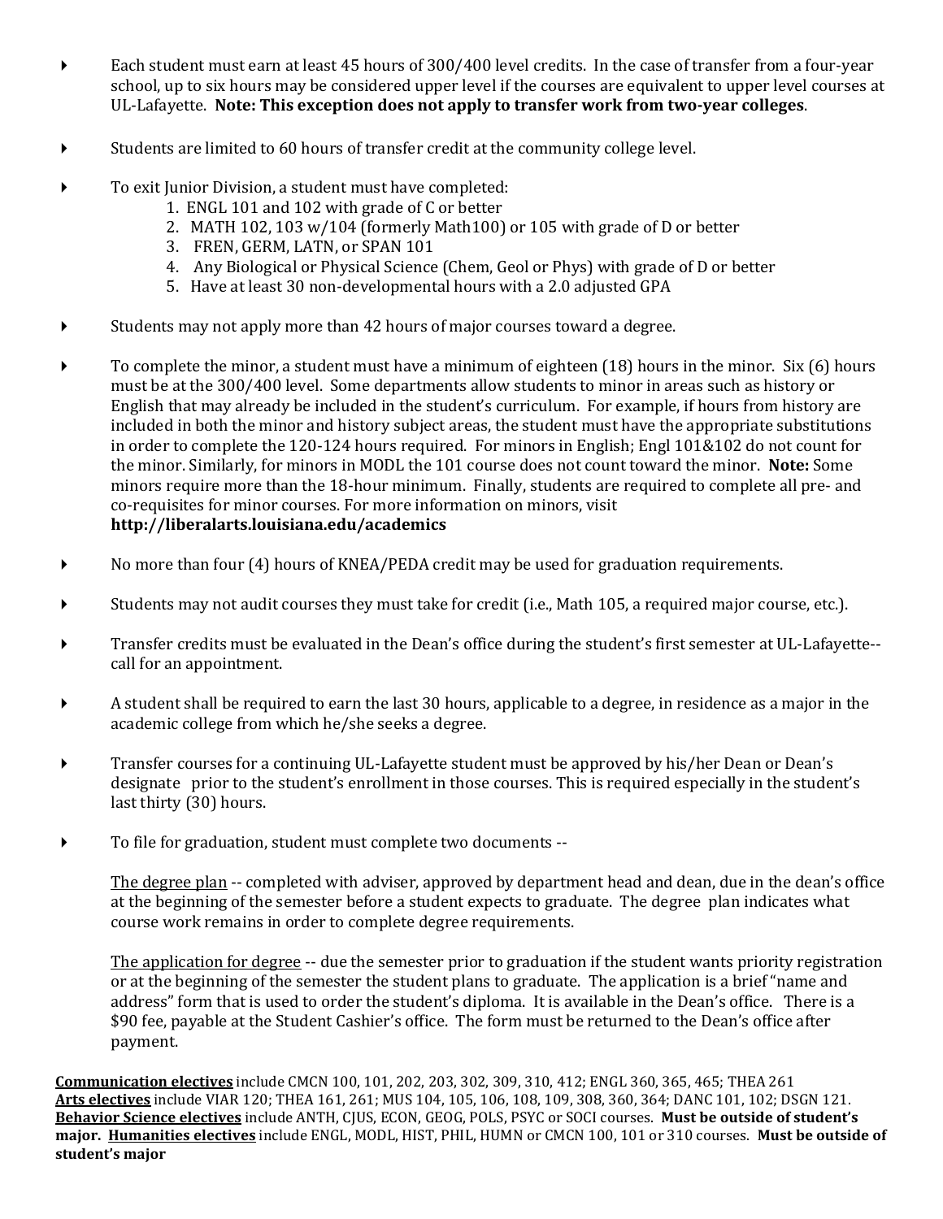- Each student must earn at least 45 hours of 300/400 level credits. In the case of transfer from a four-year school, up to six hours may be considered upper level if the courses are equivalent to upper level courses at UL-Lafayette. **Note: This exception does not apply to transfer work from two-year colleges**.

- Students are limited to 60 hours of transfer credit at the community college level.

- To exit Junior Division, a student must have completed:
  1. ENGL 101 and 102 with grade of C or better
  2. MATH 102, 103 w/104 (formerly Math100) or 105 with grade of D or better
  3. FREN, GERM, LATN, or SPAN 101
  4. Any Biological or Physical Science (Chem, Geol or Phys) with grade of D or better
  5. Have at least 30 non-developmental hours with a 2.0 adjusted GPA

- Students may not apply more than 42 hours of major courses toward a degree.

- To complete the minor, a student must have a minimum of eighteen (18) hours in the minor. Six (6) hours must be at the 300/400 level. Some departments allow students to minor in areas such as history or English that may already be included in the student's curriculum. For example, if hours from history are included in both the minor and history subject areas, the student must have the appropriate substitutions in order to complete the 120-124 hours required. For minors in English; Engl 101&102 do not count for the minor. Similarly, for minors in MODL the 101 course does not count toward the minor. **Note:** Some minors require more than the 18-hour minimum. Finally, students are required to complete all pre- and co-requisites for minor courses. For more information on minors, visit **http://liberalarts.louisiana.edu/academics**

- No more than four (4) hours of KNEA/PEDA credit may be used for graduation requirements.

- Students may not audit courses they must take for credit (i.e., Math 105, a required major course, etc.).

- Transfer credits must be evaluated in the Dean's office during the student's first semester at UL-Lafayette--call for an appointment.

- A student shall be required to earn the last 30 hours, applicable to a degree, in residence as a major in the academic college from which he/she seeks a degree.

- Transfer courses for a continuing UL-Lafayette student must be approved by his/her Dean or Dean's designate prior to the student's enrollment in those courses. This is required especially in the student's last thirty (30) hours.

- To file for graduation, student must complete two documents --

  <u>The degree plan</u> -- completed with adviser, approved by department head and dean, due in the dean's office at the beginning of the semester before a student expects to graduate. The degree plan indicates what course work remains in order to complete degree requirements.

  <u>The application for degree</u> -- due the semester prior to graduation if the student wants priority registration or at the beginning of the semester the student plans to graduate. The application is a brief "name and address" form that is used to order the student's diploma. It is available in the Dean's office. There is a $90 fee, payable at the Student Cashier's office. The form must be returned to the Dean's office after payment.

**<u>Communication electives</u>** include CMCN 100, 101, 202, 203, 302, 309, 310, 412; ENGL 360, 365, 465; THEA 261
**<u>Arts electives</u>** include VIAR 120; THEA 161, 261; MUS 104, 105, 106, 108, 109, 308, 360, 364; DANC 101, 102; DSGN 121.
**<u>Behavior Science electives</u>** include ANTH, CJUS, ECON, GEOG, POLS, PSYC or SOCI courses. **Must be outside of student's major.** **<u>Humanities electives</u>** include ENGL, MODL, HIST, PHIL, HUMN or CMCN 100, 101 or 310 courses. **Must be outside of student's major**